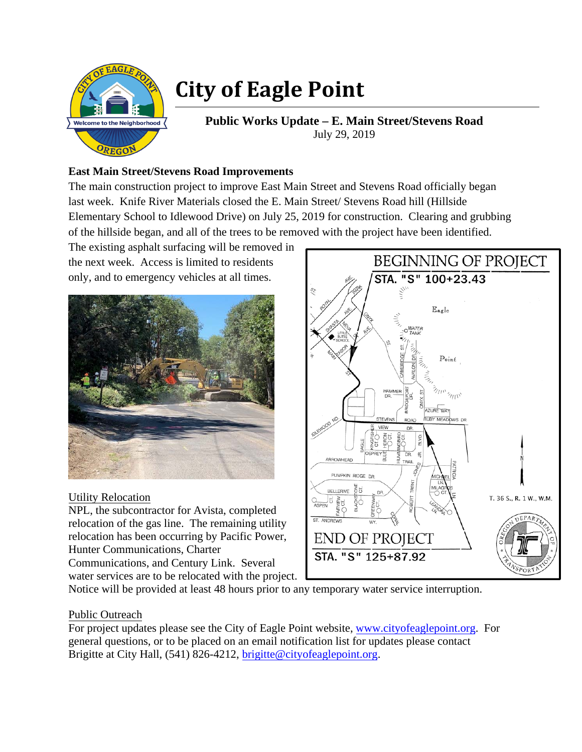# City of Eagle Point

**Public Works Update – E. Main Street/Stevens Road**
July 29, 2019

**East Main Street/Stevens Road Improvements**

The main construction project to improve East Main Street and Stevens Road officially began last week. Knife River Materials closed the E. Main Street/ Stevens Road hill (Hillside Elementary School to Idlewood Drive) on July 25, 2019 for construction. Clearing and grubbing of the hillside began, and all of the trees to be removed with the project have been identified. The existing asphalt surfacing will be removed in the next week. Access is limited to residents only, and to emergency vehicles at all times.

Utility Relocation

NPL, the subcontractor for Avista, completed relocation of the gas line. The remaining utility relocation has been occurring by Pacific Power, Hunter Communications, Charter Communications, and Century Link. Several water services are to be relocated with the project. Notice will be provided at least 48 hours prior to any temporary water service interruption.

Public Outreach

For project updates please see the City of Eagle Point website, [www.cityofeaglepoint.org](http://www.cityofeaglepoint.org). For general questions, or to be placed on an email notification list for updates please contact Brigitte at City Hall, (541) 826-4212, [brigitte@cityofeaglepoint.org](mailto:brigitte@cityofeaglepoint.org).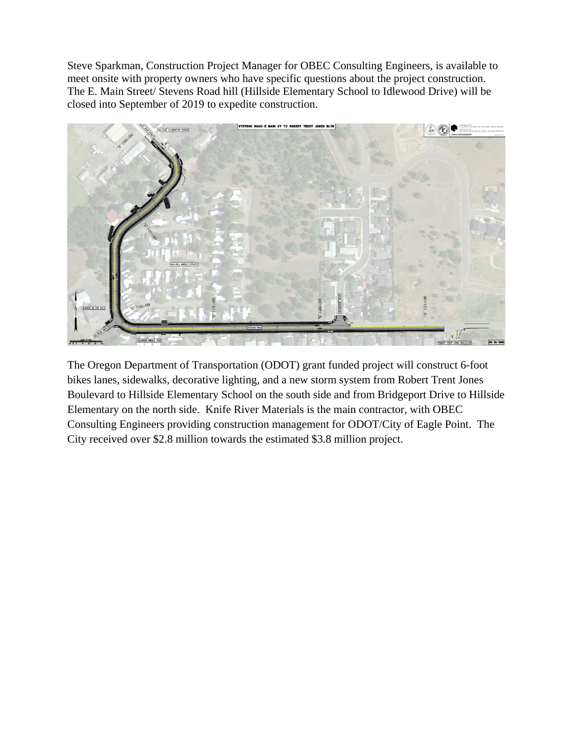Steve Sparkman, Construction Project Manager for OBEC Consulting Engineers, is available to meet onsite with property owners who have specific questions about the project construction. The E. Main Street/ Stevens Road hill (Hillside Elementary School to Idlewood Drive) will be closed into September of 2019 to expedite construction.

The Oregon Department of Transportation (ODOT) grant funded project will construct 6-foot bikes lanes, sidewalks, decorative lighting, and a new storm system from Robert Trent Jones Boulevard to Hillside Elementary School on the south side and from Bridgeport Drive to Hillside Elementary on the north side. Knife River Materials is the main contractor, with OBEC Consulting Engineers providing construction management for ODOT/City of Eagle Point. The City received over $2.8 million towards the estimated $3.8 million project.